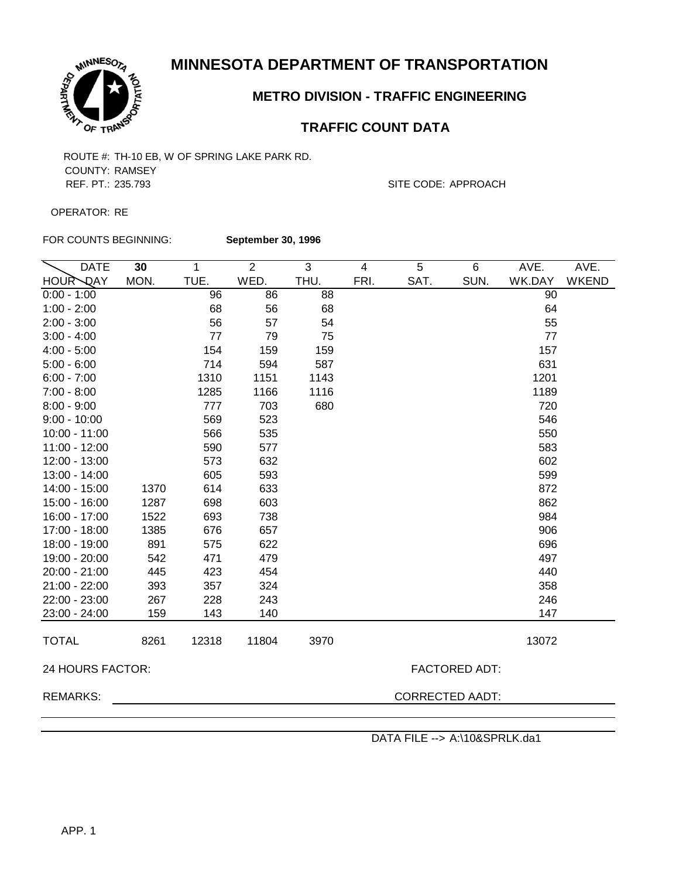# MINNESOTA DEPARTMENT OF TRANSPORTATION

## METRO DIVISION - TRAFFIC ENGINEERING

## TRAFFIC COUNT DATA

ROUTE #: TH-10 EB, W OF SPRING LAKE PARK RD.
COUNTY: RAMSEY
REF. PT.: 235.793

SITE CODE: APPROACH

OPERATOR: RE

FOR COUNTS BEGINNING: **September 30, 1996**

| DATE / HOUR \ DAY | 30 MON. | 1 TUE. | 2 WED. | 3 THU. | 4 FRI. | 5 SAT. | 6 SUN. | AVE. WK.DAY | AVE. WKEND |
|---|---|---|---|---|---|---|---|---|---|
| 0:00 - 1:00 | | 96 | 86 | 88 | | | | 90 | |
| 1:00 - 2:00 | | 68 | 56 | 68 | | | | 64 | |
| 2:00 - 3:00 | | 56 | 57 | 54 | | | | 55 | |
| 3:00 - 4:00 | | 77 | 79 | 75 | | | | 77 | |
| 4:00 - 5:00 | | 154 | 159 | 159 | | | | 157 | |
| 5:00 - 6:00 | | 714 | 594 | 587 | | | | 631 | |
| 6:00 - 7:00 | | 1310 | 1151 | 1143 | | | | 1201 | |
| 7:00 - 8:00 | | 1285 | 1166 | 1116 | | | | 1189 | |
| 8:00 - 9:00 | | 777 | 703 | 680 | | | | 720 | |
| 9:00 - 10:00 | | 569 | 523 | | | | | 546 | |
| 10:00 - 11:00 | | 566 | 535 | | | | | 550 | |
| 11:00 - 12:00 | | 590 | 577 | | | | | 583 | |
| 12:00 - 13:00 | | 573 | 632 | | | | | 602 | |
| 13:00 - 14:00 | | 605 | 593 | | | | | 599 | |
| 14:00 - 15:00 | 1370 | 614 | 633 | | | | | 872 | |
| 15:00 - 16:00 | 1287 | 698 | 603 | | | | | 862 | |
| 16:00 - 17:00 | 1522 | 693 | 738 | | | | | 984 | |
| 17:00 - 18:00 | 1385 | 676 | 657 | | | | | 906 | |
| 18:00 - 19:00 | 891 | 575 | 622 | | | | | 696 | |
| 19:00 - 20:00 | 542 | 471 | 479 | | | | | 497 | |
| 20:00 - 21:00 | 445 | 423 | 454 | | | | | 440 | |
| 21:00 - 22:00 | 393 | 357 | 324 | | | | | 358 | |
| 22:00 - 23:00 | 267 | 228 | 243 | | | | | 246 | |
| 23:00 - 24:00 | 159 | 143 | 140 | | | | | 147 | |
| TOTAL | 8261 | 12318 | 11804 | 3970 | | | | 13072 | |

24 HOURS FACTOR:

FACTORED ADT:

REMARKS:

CORRECTED AADT:

DATA FILE --> A:\10&SPRLK.da1

APP. 1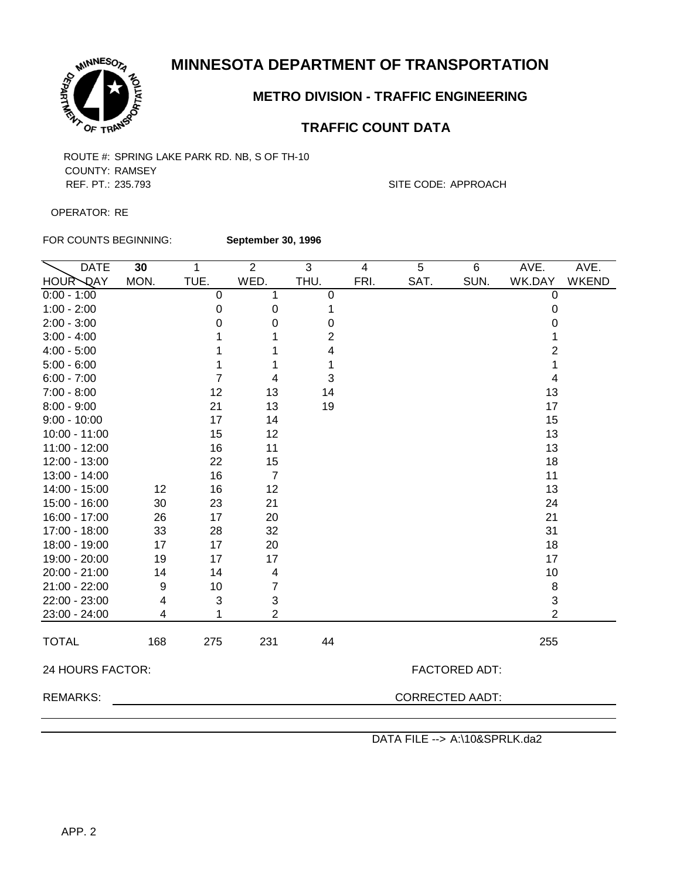# MINNESOTA DEPARTMENT OF TRANSPORTATION

## METRO DIVISION - TRAFFIC ENGINEERING

## TRAFFIC COUNT DATA

ROUTE #: SPRING LAKE PARK RD. NB, S OF TH-10
COUNTY: RAMSEY
REF. PT.: 235.793

SITE CODE: APPROACH

OPERATOR: RE

FOR COUNTS BEGINNING: **September 30, 1996**

| DATE / HOUR \ DAY | 30 MON. | 1 TUE. | 2 WED. | 3 THU. | 4 FRI. | 5 SAT. | 6 SUN. | AVE. WK.DAY | AVE. WKEND |
|---|---|---|---|---|---|---|---|---|---|
| 0:00 - 1:00 | | 0 | 1 | 0 | | | | 0 | |
| 1:00 - 2:00 | | 0 | 0 | 1 | | | | 0 | |
| 2:00 - 3:00 | | 0 | 0 | 0 | | | | 0 | |
| 3:00 - 4:00 | | 1 | 1 | 2 | | | | 1 | |
| 4:00 - 5:00 | | 1 | 1 | 4 | | | | 2 | |
| 5:00 - 6:00 | | 1 | 1 | 1 | | | | 1 | |
| 6:00 - 7:00 | | 7 | 4 | 3 | | | | 4 | |
| 7:00 - 8:00 | | 12 | 13 | 14 | | | | 13 | |
| 8:00 - 9:00 | | 21 | 13 | 19 | | | | 17 | |
| 9:00 - 10:00 | | 17 | 14 | | | | | 15 | |
| 10:00 - 11:00 | | 15 | 12 | | | | | 13 | |
| 11:00 - 12:00 | | 16 | 11 | | | | | 13 | |
| 12:00 - 13:00 | | 22 | 15 | | | | | 18 | |
| 13:00 - 14:00 | | 16 | 7 | | | | | 11 | |
| 14:00 - 15:00 | 12 | 16 | 12 | | | | | 13 | |
| 15:00 - 16:00 | 30 | 23 | 21 | | | | | 24 | |
| 16:00 - 17:00 | 26 | 17 | 20 | | | | | 21 | |
| 17:00 - 18:00 | 33 | 28 | 32 | | | | | 31 | |
| 18:00 - 19:00 | 17 | 17 | 20 | | | | | 18 | |
| 19:00 - 20:00 | 19 | 17 | 17 | | | | | 17 | |
| 20:00 - 21:00 | 14 | 14 | 4 | | | | | 10 | |
| 21:00 - 22:00 | 9 | 10 | 7 | | | | | 8 | |
| 22:00 - 23:00 | 4 | 3 | 3 | | | | | 3 | |
| 23:00 - 24:00 | 4 | 1 | 2 | | | | | 2 | |
| TOTAL | 168 | 275 | 231 | 44 | | | | 255 | |

24 HOURS FACTOR:

FACTORED ADT:

REMARKS:

CORRECTED AADT:

DATA FILE --> A:\10&SPRLK.da2

APP. 2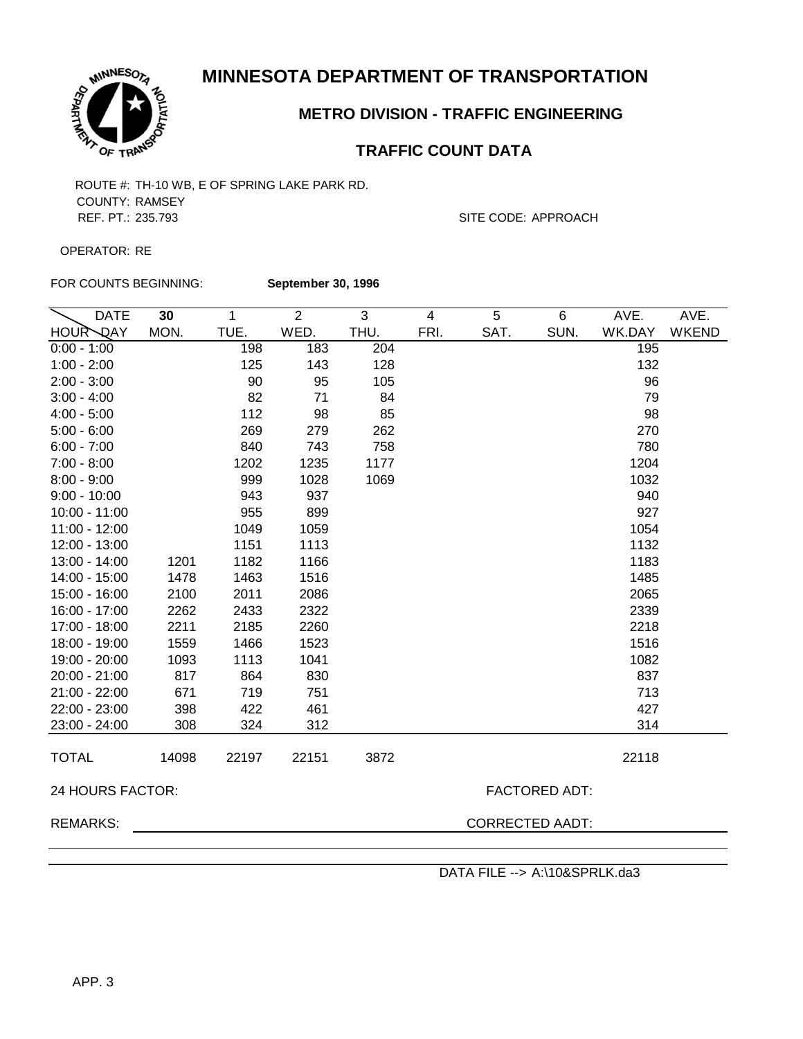# MINNESOTA DEPARTMENT OF TRANSPORTATION

## METRO DIVISION - TRAFFIC ENGINEERING

### TRAFFIC COUNT DATA

ROUTE #: TH-10 WB, E OF SPRING LAKE PARK RD.
COUNTY: RAMSEY
REF. PT.: 235.793

SITE CODE: APPROACH

OPERATOR: RE

FOR COUNTS BEGINNING: **September 30, 1996**

| DATE / HOUR \ DAY | 30 MON. | 1 TUE. | 2 WED. | 3 THU. | 4 FRI. | 5 SAT. | 6 SUN. | AVE. WK.DAY | AVE. WKEND |
|---|---|---|---|---|---|---|---|---|---|
| 0:00 - 1:00 | | 198 | 183 | 204 | | | | 195 | |
| 1:00 - 2:00 | | 125 | 143 | 128 | | | | 132 | |
| 2:00 - 3:00 | | 90 | 95 | 105 | | | | 96 | |
| 3:00 - 4:00 | | 82 | 71 | 84 | | | | 79 | |
| 4:00 - 5:00 | | 112 | 98 | 85 | | | | 98 | |
| 5:00 - 6:00 | | 269 | 279 | 262 | | | | 270 | |
| 6:00 - 7:00 | | 840 | 743 | 758 | | | | 780 | |
| 7:00 - 8:00 | | 1202 | 1235 | 1177 | | | | 1204 | |
| 8:00 - 9:00 | | 999 | 1028 | 1069 | | | | 1032 | |
| 9:00 - 10:00 | | 943 | 937 | | | | | 940 | |
| 10:00 - 11:00 | | 955 | 899 | | | | | 927 | |
| 11:00 - 12:00 | | 1049 | 1059 | | | | | 1054 | |
| 12:00 - 13:00 | | 1151 | 1113 | | | | | 1132 | |
| 13:00 - 14:00 | 1201 | 1182 | 1166 | | | | | 1183 | |
| 14:00 - 15:00 | 1478 | 1463 | 1516 | | | | | 1485 | |
| 15:00 - 16:00 | 2100 | 2011 | 2086 | | | | | 2065 | |
| 16:00 - 17:00 | 2262 | 2433 | 2322 | | | | | 2339 | |
| 17:00 - 18:00 | 2211 | 2185 | 2260 | | | | | 2218 | |
| 18:00 - 19:00 | 1559 | 1466 | 1523 | | | | | 1516 | |
| 19:00 - 20:00 | 1093 | 1113 | 1041 | | | | | 1082 | |
| 20:00 - 21:00 | 817 | 864 | 830 | | | | | 837 | |
| 21:00 - 22:00 | 671 | 719 | 751 | | | | | 713 | |
| 22:00 - 23:00 | 398 | 422 | 461 | | | | | 427 | |
| 23:00 - 24:00 | 308 | 324 | 312 | | | | | 314 | |
| TOTAL | 14098 | 22197 | 22151 | 3872 | | | | 22118 | |

24 HOURS FACTOR:

FACTORED ADT:

REMARKS:

CORRECTED AADT:

DATA FILE --> A:\10&SPRLK.da3

APP. 3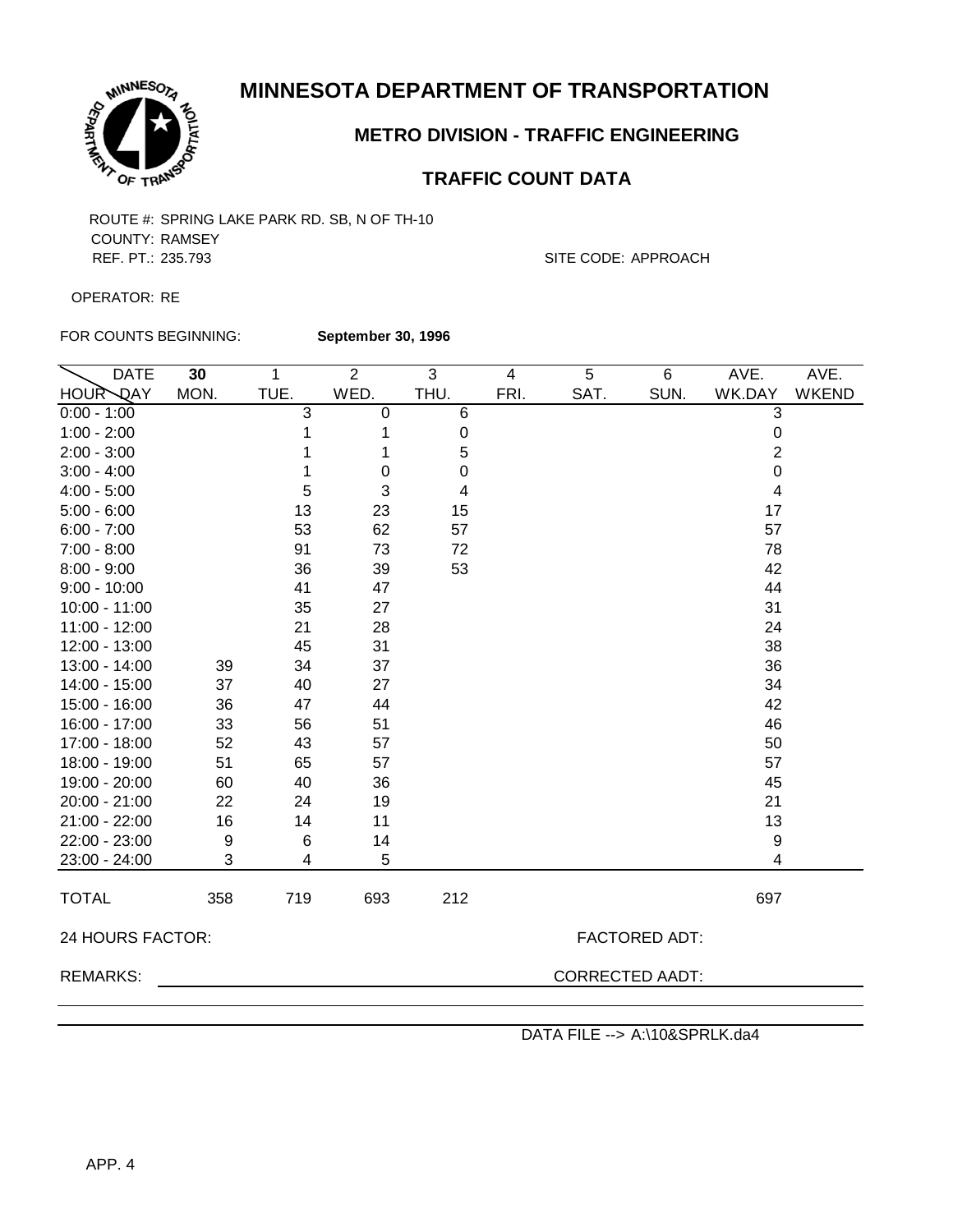# MINNESOTA DEPARTMENT OF TRANSPORTATION

## METRO DIVISION - TRAFFIC ENGINEERING

### TRAFFIC COUNT DATA

ROUTE #: SPRING LAKE PARK RD. SB, N OF TH-10
COUNTY: RAMSEY
REF. PT.: 235.793

SITE CODE: APPROACH

OPERATOR: RE

FOR COUNTS BEGINNING: **September 30, 1996**

| DATE / HOUR DAY | **30** MON. | 1 TUE. | 2 WED. | 3 THU. | 4 FRI. | 5 SAT. | 6 SUN. | AVE. WK.DAY | AVE. WKEND |
|---|---|---|---|---|---|---|---|---|---|
| 0:00 - 1:00 | | 3 | 0 | 6 | | | | 3 | |
| 1:00 - 2:00 | | 1 | 1 | 0 | | | | 0 | |
| 2:00 - 3:00 | | 1 | 1 | 5 | | | | 2 | |
| 3:00 - 4:00 | | 1 | 0 | 0 | | | | 0 | |
| 4:00 - 5:00 | | 5 | 3 | 4 | | | | 4 | |
| 5:00 - 6:00 | | 13 | 23 | 15 | | | | 17 | |
| 6:00 - 7:00 | | 53 | 62 | 57 | | | | 57 | |
| 7:00 - 8:00 | | 91 | 73 | 72 | | | | 78 | |
| 8:00 - 9:00 | | 36 | 39 | 53 | | | | 42 | |
| 9:00 - 10:00 | | 41 | 47 | | | | | 44 | |
| 10:00 - 11:00 | | 35 | 27 | | | | | 31 | |
| 11:00 - 12:00 | | 21 | 28 | | | | | 24 | |
| 12:00 - 13:00 | | 45 | 31 | | | | | 38 | |
| 13:00 - 14:00 | 39 | 34 | 37 | | | | | 36 | |
| 14:00 - 15:00 | 37 | 40 | 27 | | | | | 34 | |
| 15:00 - 16:00 | 36 | 47 | 44 | | | | | 42 | |
| 16:00 - 17:00 | 33 | 56 | 51 | | | | | 46 | |
| 17:00 - 18:00 | 52 | 43 | 57 | | | | | 50 | |
| 18:00 - 19:00 | 51 | 65 | 57 | | | | | 57 | |
| 19:00 - 20:00 | 60 | 40 | 36 | | | | | 45 | |
| 20:00 - 21:00 | 22 | 24 | 19 | | | | | 21 | |
| 21:00 - 22:00 | 16 | 14 | 11 | | | | | 13 | |
| 22:00 - 23:00 | 9 | 6 | 14 | | | | | 9 | |
| 23:00 - 24:00 | 3 | 4 | 5 | | | | | 4 | |
| TOTAL | 358 | 719 | 693 | 212 | | | | 697 | |

24 HOURS FACTOR:

FACTORED ADT:

REMARKS:

CORRECTED AADT:

DATA FILE --> A:\10&SPRLK.da4

APP. 4